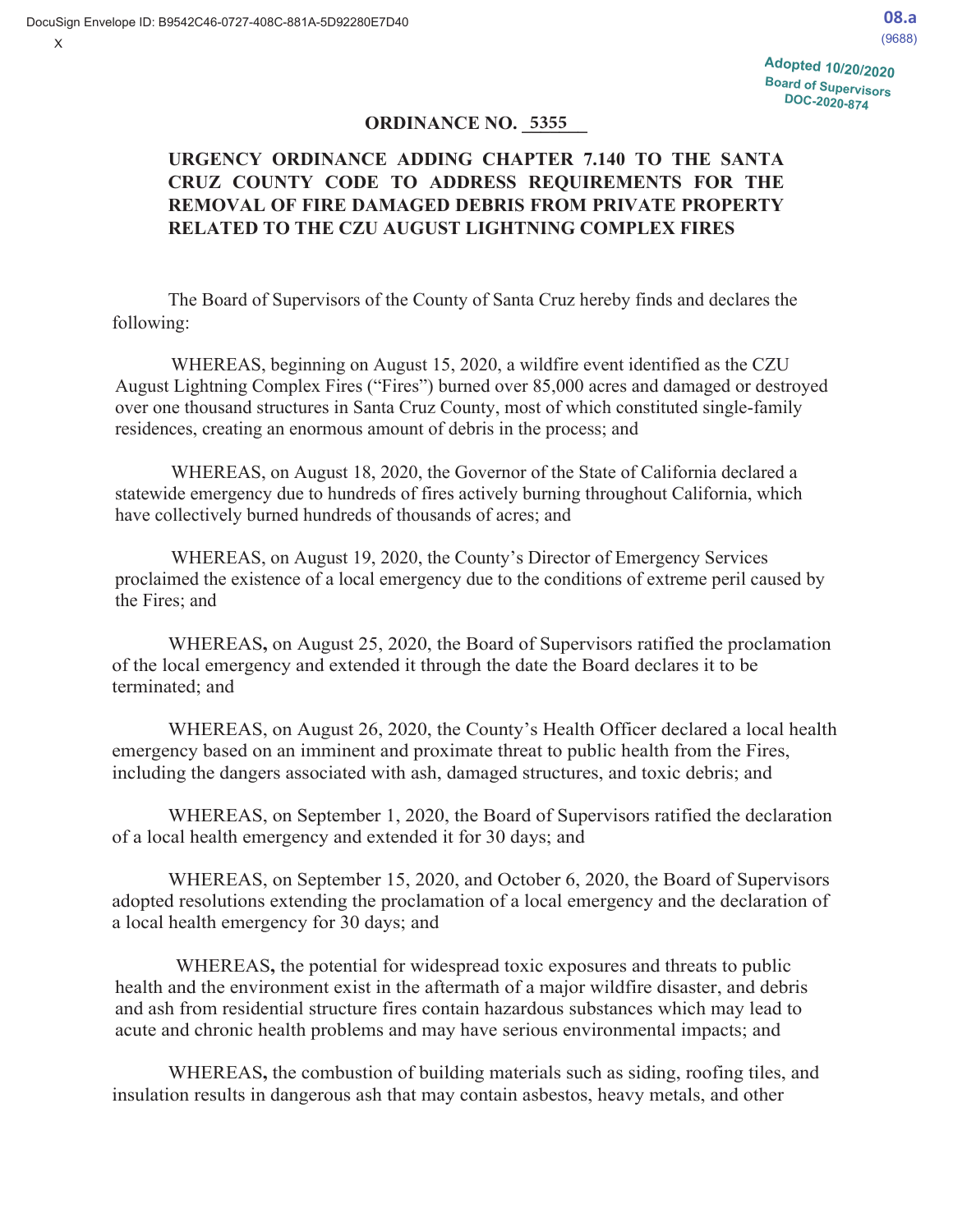# ORDINANCE NO. 5355

## URGENCY ORDINANCE ADDING CHAPTER 7.140 TO THE SANTA CRUZ COUNTY CODE TO ADDRESS REQUIREMENTS FOR THE REMOVAL OF FIRE DAMAGED DEBRIS FROM PRIVATE PROPERTY RELATED TO THE CZU AUGUST LIGHTNING COMPLEX FIRES

The Board of Supervisors of the County of Santa Cruz hereby finds and declares the following:

WHEREAS, beginning on August 15, 2020, a wildfire event identified as the CZU August Lightning Complex Fires ("Fires") burned over 85,000 acres and damaged or destroyed over one thousand structures in Santa Cruz County, most of which constituted single-family residences, creating an enormous amount of debris in the process; and

WHEREAS, on August 18, 2020, the Governor of the State of California declared a statewide emergency due to hundreds of fires actively burning throughout California, which have collectively burned hundreds of thousands of acres; and

WHEREAS, on August 19, 2020, the County's Director of Emergency Services proclaimed the existence of a local emergency due to the conditions of extreme peril caused by the Fires; and

WHEREAS, on August 25, 2020, the Board of Supervisors ratified the proclamation of the local emergency and extended it through the date the Board declares it to be terminated; and

WHEREAS, on August 26, 2020, the County's Health Officer declared a local health emergency based on an imminent and proximate threat to public health from the Fires, including the dangers associated with ash, damaged structures, and toxic debris; and

WHEREAS, on September 1, 2020, the Board of Supervisors ratified the declaration of a local health emergency and extended it for 30 days; and

WHEREAS, on September 15, 2020, and October 6, 2020, the Board of Supervisors adopted resolutions extending the proclamation of a local emergency and the declaration of a local health emergency for 30 days; and

WHEREAS, the potential for widespread toxic exposures and threats to public health and the environment exist in the aftermath of a major wildfire disaster, and debris and ash from residential structure fires contain hazardous substances which may lead to acute and chronic health problems and may have serious environmental impacts; and

WHEREAS, the combustion of building materials such as siding, roofing tiles, and insulation results in dangerous ash that may contain asbestos, heavy metals, and other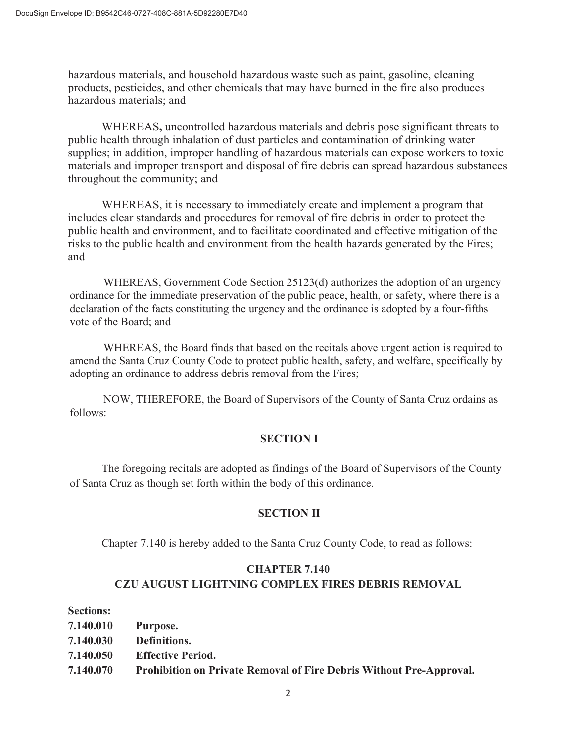hazardous materials, and household hazardous waste such as paint, gasoline, cleaning products, pesticides, and other chemicals that may have burned in the fire also produces hazardous materials; and

WHEREAS**,** uncontrolled hazardous materials and debris pose significant threats to public health through inhalation of dust particles and contamination of drinking water supplies; in addition, improper handling of hazardous materials can expose workers to toxic materials and improper transport and disposal of fire debris can spread hazardous substances throughout the community; and

WHEREAS, it is necessary to immediately create and implement a program that includes clear standards and procedures for removal of fire debris in order to protect the public health and environment, and to facilitate coordinated and effective mitigation of the risks to the public health and environment from the health hazards generated by the Fires; and

WHEREAS, Government Code Section 25123(d) authorizes the adoption of an urgency ordinance for the immediate preservation of the public peace, health, or safety, where there is a declaration of the facts constituting the urgency and the ordinance is adopted by a four-fifths vote of the Board; and

WHEREAS, the Board finds that based on the recitals above urgent action is required to amend the Santa Cruz County Code to protect public health, safety, and welfare, specifically by adopting an ordinance to address debris removal from the Fires;

NOW, THEREFORE, the Board of Supervisors of the County of Santa Cruz ordains as follows:

## SECTION I

The foregoing recitals are adopted as findings of the Board of Supervisors of the County of Santa Cruz as though set forth within the body of this ordinance.

## SECTION II

Chapter 7.140 is hereby added to the Santa Cruz County Code, to read as follows:

## CHAPTER 7.140
## CZU AUGUST LIGHTNING COMPLEX FIRES DEBRIS REMOVAL

**Sections:**

**7.140.010 Purpose.**
**7.140.030 Definitions.**
**7.140.050 Effective Period.**
**7.140.070 Prohibition on Private Removal of Fire Debris Without Pre-Approval.**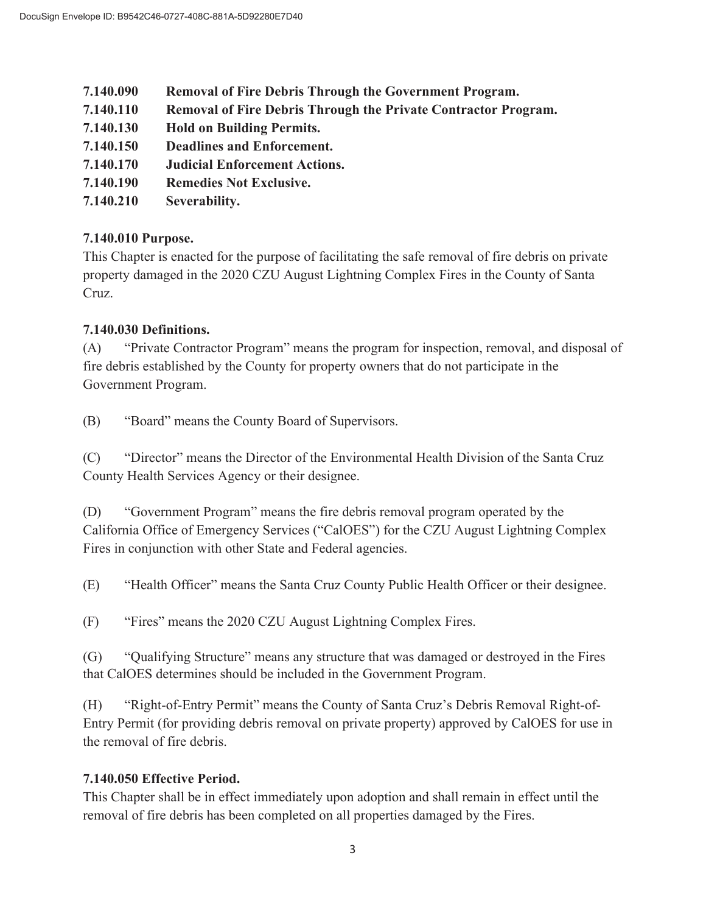**7.140.090 Removal of Fire Debris Through the Government Program.**
**7.140.110 Removal of Fire Debris Through the Private Contractor Program.**
**7.140.130 Hold on Building Permits.**
**7.140.150 Deadlines and Enforcement.**
**7.140.170 Judicial Enforcement Actions.**
**7.140.190 Remedies Not Exclusive.**
**7.140.210 Severability.**

### 7.140.010 Purpose.

This Chapter is enacted for the purpose of facilitating the safe removal of fire debris on private property damaged in the 2020 CZU August Lightning Complex Fires in the County of Santa Cruz.

### 7.140.030 Definitions.

(A) "Private Contractor Program" means the program for inspection, removal, and disposal of fire debris established by the County for property owners that do not participate in the Government Program.

(B) "Board" means the County Board of Supervisors.

(C) "Director" means the Director of the Environmental Health Division of the Santa Cruz County Health Services Agency or their designee.

(D) "Government Program" means the fire debris removal program operated by the California Office of Emergency Services ("CalOES") for the CZU August Lightning Complex Fires in conjunction with other State and Federal agencies.

(E) "Health Officer" means the Santa Cruz County Public Health Officer or their designee.

(F) "Fires" means the 2020 CZU August Lightning Complex Fires.

(G) "Qualifying Structure" means any structure that was damaged or destroyed in the Fires that CalOES determines should be included in the Government Program.

(H) "Right-of-Entry Permit" means the County of Santa Cruz's Debris Removal Right-of-Entry Permit (for providing debris removal on private property) approved by CalOES for use in the removal of fire debris.

### 7.140.050 Effective Period.

This Chapter shall be in effect immediately upon adoption and shall remain in effect until the removal of fire debris has been completed on all properties damaged by the Fires.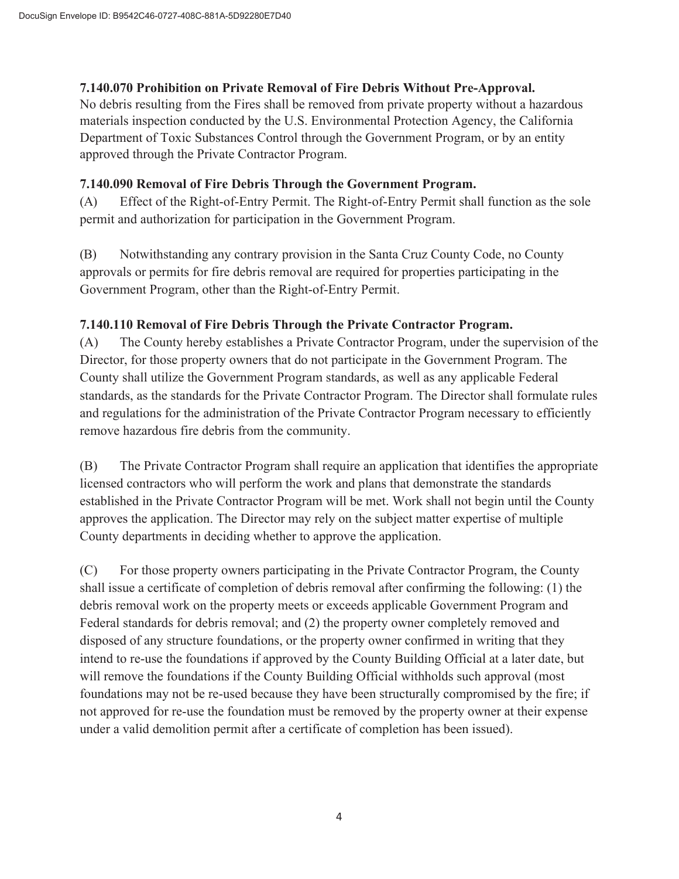**7.140.070 Prohibition on Private Removal of Fire Debris Without Pre-Approval.**
No debris resulting from the Fires shall be removed from private property without a hazardous materials inspection conducted by the U.S. Environmental Protection Agency, the California Department of Toxic Substances Control through the Government Program, or by an entity approved through the Private Contractor Program.

**7.140.090 Removal of Fire Debris Through the Government Program.**

(A) Effect of the Right-of-Entry Permit. The Right-of-Entry Permit shall function as the sole permit and authorization for participation in the Government Program.

(B) Notwithstanding any contrary provision in the Santa Cruz County Code, no County approvals or permits for fire debris removal are required for properties participating in the Government Program, other than the Right-of-Entry Permit.

**7.140.110 Removal of Fire Debris Through the Private Contractor Program.**

(A) The County hereby establishes a Private Contractor Program, under the supervision of the Director, for those property owners that do not participate in the Government Program. The County shall utilize the Government Program standards, as well as any applicable Federal standards, as the standards for the Private Contractor Program. The Director shall formulate rules and regulations for the administration of the Private Contractor Program necessary to efficiently remove hazardous fire debris from the community.

(B) The Private Contractor Program shall require an application that identifies the appropriate licensed contractors who will perform the work and plans that demonstrate the standards established in the Private Contractor Program will be met. Work shall not begin until the County approves the application. The Director may rely on the subject matter expertise of multiple County departments in deciding whether to approve the application.

(C) For those property owners participating in the Private Contractor Program, the County shall issue a certificate of completion of debris removal after confirming the following: (1) the debris removal work on the property meets or exceeds applicable Government Program and Federal standards for debris removal; and (2) the property owner completely removed and disposed of any structure foundations, or the property owner confirmed in writing that they intend to re-use the foundations if approved by the County Building Official at a later date, but will remove the foundations if the County Building Official withholds such approval (most foundations may not be re-used because they have been structurally compromised by the fire; if not approved for re-use the foundation must be removed by the property owner at their expense under a valid demolition permit after a certificate of completion has been issued).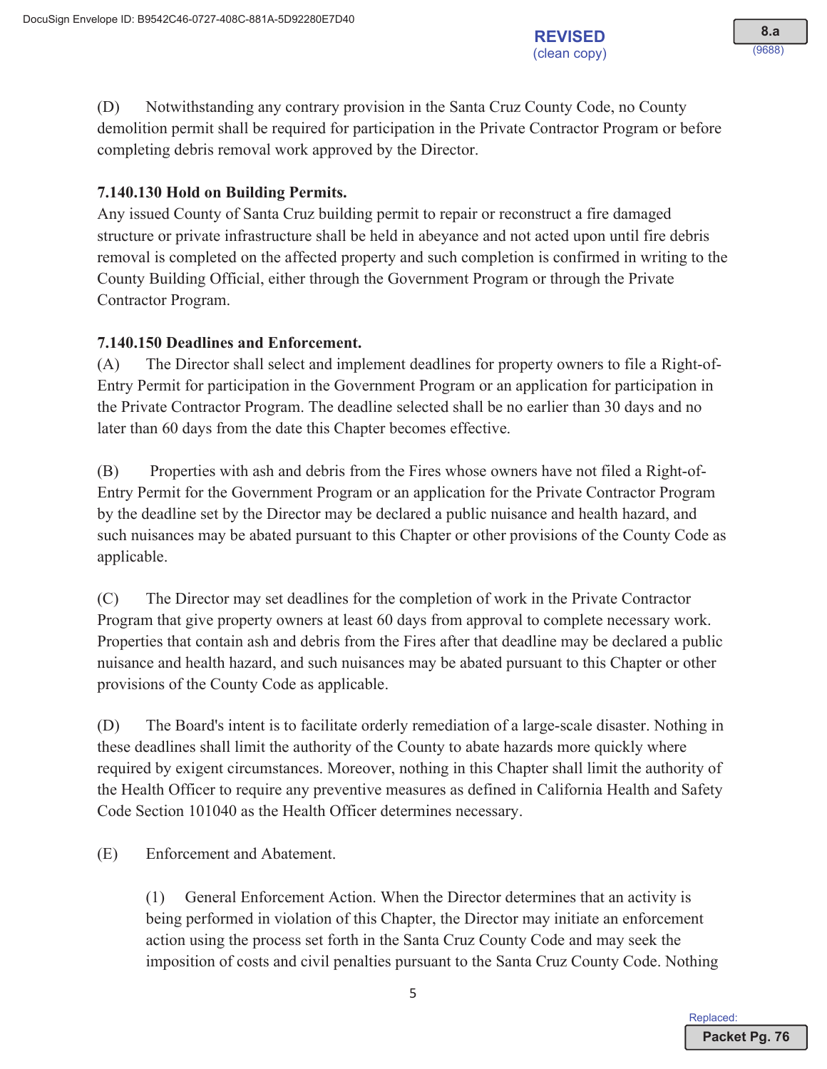(D) Notwithstanding any contrary provision in the Santa Cruz County Code, no County demolition permit shall be required for participation in the Private Contractor Program or before completing debris removal work approved by the Director.

**7.140.130 Hold on Building Permits.**

Any issued County of Santa Cruz building permit to repair or reconstruct a fire damaged structure or private infrastructure shall be held in abeyance and not acted upon until fire debris removal is completed on the affected property and such completion is confirmed in writing to the County Building Official, either through the Government Program or through the Private Contractor Program.

**7.140.150 Deadlines and Enforcement.**

(A) The Director shall select and implement deadlines for property owners to file a Right-of-Entry Permit for participation in the Government Program or an application for participation in the Private Contractor Program. The deadline selected shall be no earlier than 30 days and no later than 60 days from the date this Chapter becomes effective.

(B) Properties with ash and debris from the Fires whose owners have not filed a Right-of-Entry Permit for the Government Program or an application for the Private Contractor Program by the deadline set by the Director may be declared a public nuisance and health hazard, and such nuisances may be abated pursuant to this Chapter or other provisions of the County Code as applicable.

(C) The Director may set deadlines for the completion of work in the Private Contractor Program that give property owners at least 60 days from approval to complete necessary work. Properties that contain ash and debris from the Fires after that deadline may be declared a public nuisance and health hazard, and such nuisances may be abated pursuant to this Chapter or other provisions of the County Code as applicable.

(D) The Board's intent is to facilitate orderly remediation of a large-scale disaster. Nothing in these deadlines shall limit the authority of the County to abate hazards more quickly where required by exigent circumstances. Moreover, nothing in this Chapter shall limit the authority of the Health Officer to require any preventive measures as defined in California Health and Safety Code Section 101040 as the Health Officer determines necessary.

(E) Enforcement and Abatement.

> (1) General Enforcement Action. When the Director determines that an activity is being performed in violation of this Chapter, the Director may initiate an enforcement action using the process set forth in the Santa Cruz County Code and may seek the imposition of costs and civil penalties pursuant to the Santa Cruz County Code. Nothing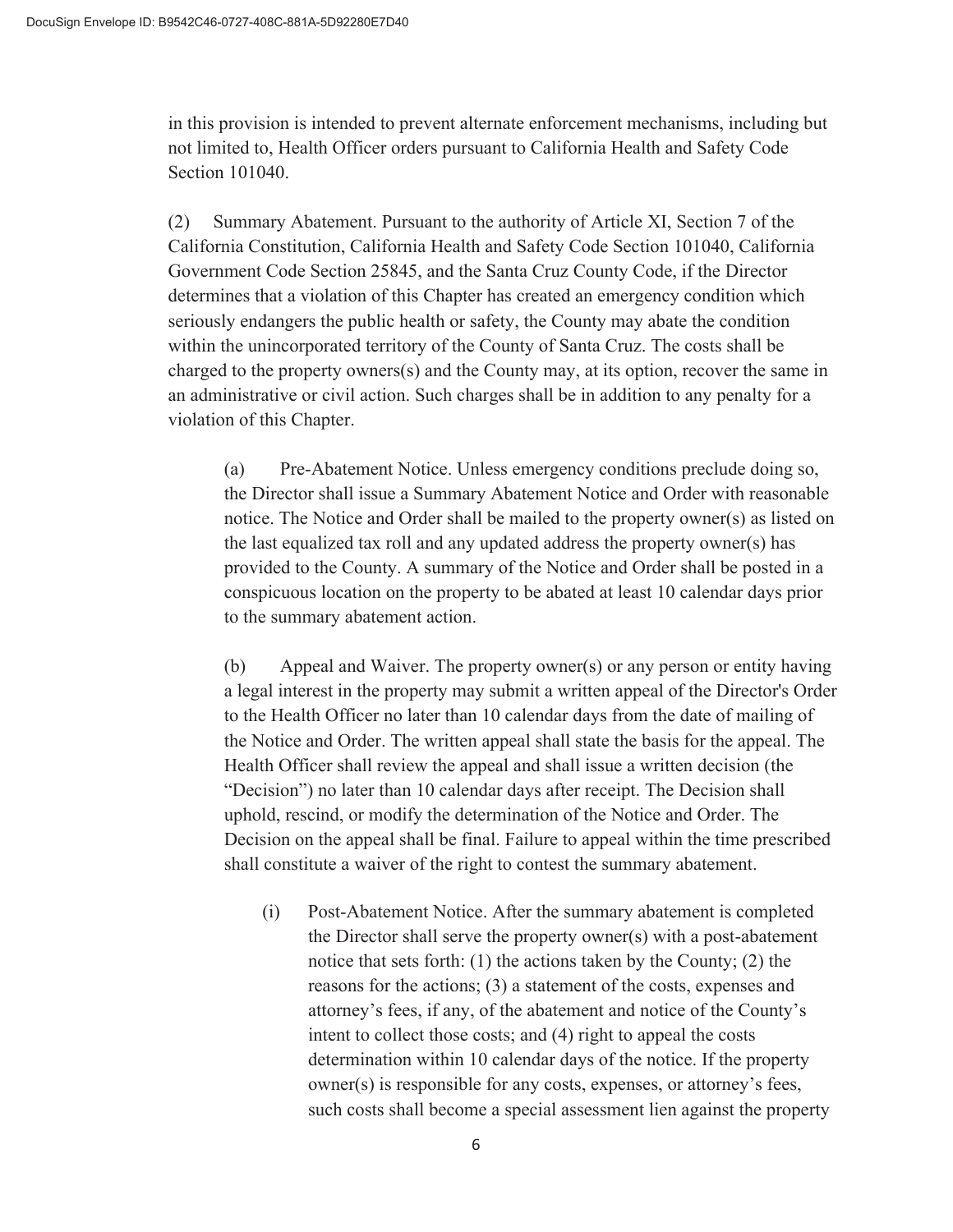in this provision is intended to prevent alternate enforcement mechanisms, including but not limited to, Health Officer orders pursuant to California Health and Safety Code Section 101040.

(2) Summary Abatement. Pursuant to the authority of Article XI, Section 7 of the California Constitution, California Health and Safety Code Section 101040, California Government Code Section 25845, and the Santa Cruz County Code, if the Director determines that a violation of this Chapter has created an emergency condition which seriously endangers the public health or safety, the County may abate the condition within the unincorporated territory of the County of Santa Cruz. The costs shall be charged to the property owners(s) and the County may, at its option, recover the same in an administrative or civil action. Such charges shall be in addition to any penalty for a violation of this Chapter.

(a) Pre-Abatement Notice. Unless emergency conditions preclude doing so, the Director shall issue a Summary Abatement Notice and Order with reasonable notice. The Notice and Order shall be mailed to the property owner(s) as listed on the last equalized tax roll and any updated address the property owner(s) has provided to the County. A summary of the Notice and Order shall be posted in a conspicuous location on the property to be abated at least 10 calendar days prior to the summary abatement action.

(b) Appeal and Waiver. The property owner(s) or any person or entity having a legal interest in the property may submit a written appeal of the Director's Order to the Health Officer no later than 10 calendar days from the date of mailing of the Notice and Order. The written appeal shall state the basis for the appeal. The Health Officer shall review the appeal and shall issue a written decision (the "Decision") no later than 10 calendar days after receipt. The Decision shall uphold, rescind, or modify the determination of the Notice and Order. The Decision on the appeal shall be final. Failure to appeal within the time prescribed shall constitute a waiver of the right to contest the summary abatement.

(i) Post-Abatement Notice. After the summary abatement is completed the Director shall serve the property owner(s) with a post-abatement notice that sets forth: (1) the actions taken by the County; (2) the reasons for the actions; (3) a statement of the costs, expenses and attorney's fees, if any, of the abatement and notice of the County's intent to collect those costs; and (4) right to appeal the costs determination within 10 calendar days of the notice. If the property owner(s) is responsible for any costs, expenses, or attorney's fees, such costs shall become a special assessment lien against the property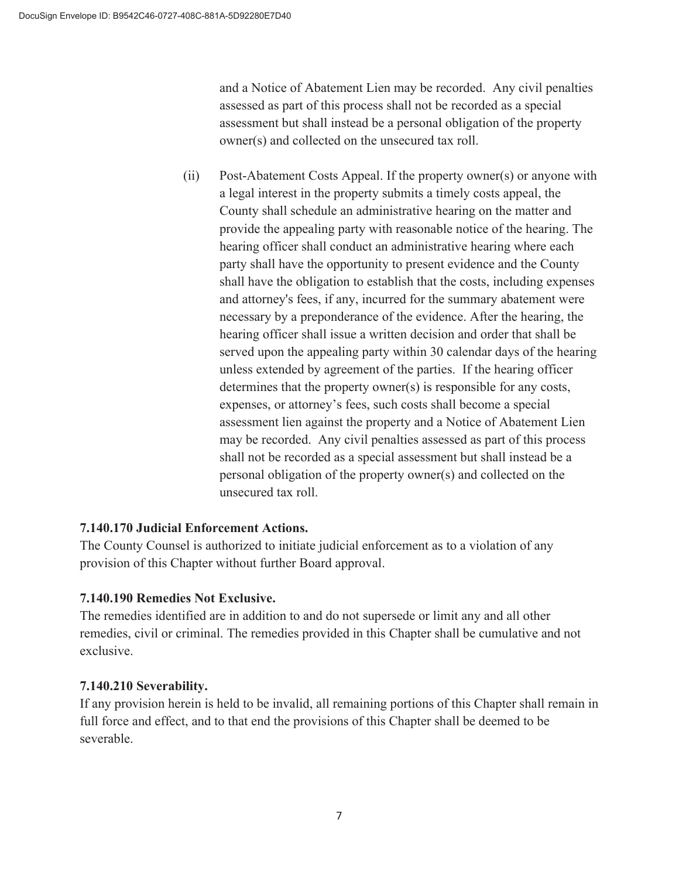and a Notice of Abatement Lien may be recorded. Any civil penalties assessed as part of this process shall not be recorded as a special assessment but shall instead be a personal obligation of the property owner(s) and collected on the unsecured tax roll.

(ii) Post-Abatement Costs Appeal. If the property owner(s) or anyone with a legal interest in the property submits a timely costs appeal, the County shall schedule an administrative hearing on the matter and provide the appealing party with reasonable notice of the hearing. The hearing officer shall conduct an administrative hearing where each party shall have the opportunity to present evidence and the County shall have the obligation to establish that the costs, including expenses and attorney's fees, if any, incurred for the summary abatement were necessary by a preponderance of the evidence. After the hearing, the hearing officer shall issue a written decision and order that shall be served upon the appealing party within 30 calendar days of the hearing unless extended by agreement of the parties. If the hearing officer determines that the property owner(s) is responsible for any costs, expenses, or attorney's fees, such costs shall become a special assessment lien against the property and a Notice of Abatement Lien may be recorded. Any civil penalties assessed as part of this process shall not be recorded as a special assessment but shall instead be a personal obligation of the property owner(s) and collected on the unsecured tax roll.

**7.140.170 Judicial Enforcement Actions.**

The County Counsel is authorized to initiate judicial enforcement as to a violation of any provision of this Chapter without further Board approval.

**7.140.190 Remedies Not Exclusive.**

The remedies identified are in addition to and do not supersede or limit any and all other remedies, civil or criminal. The remedies provided in this Chapter shall be cumulative and not exclusive.

**7.140.210 Severability.**

If any provision herein is held to be invalid, all remaining portions of this Chapter shall remain in full force and effect, and to that end the provisions of this Chapter shall be deemed to be severable.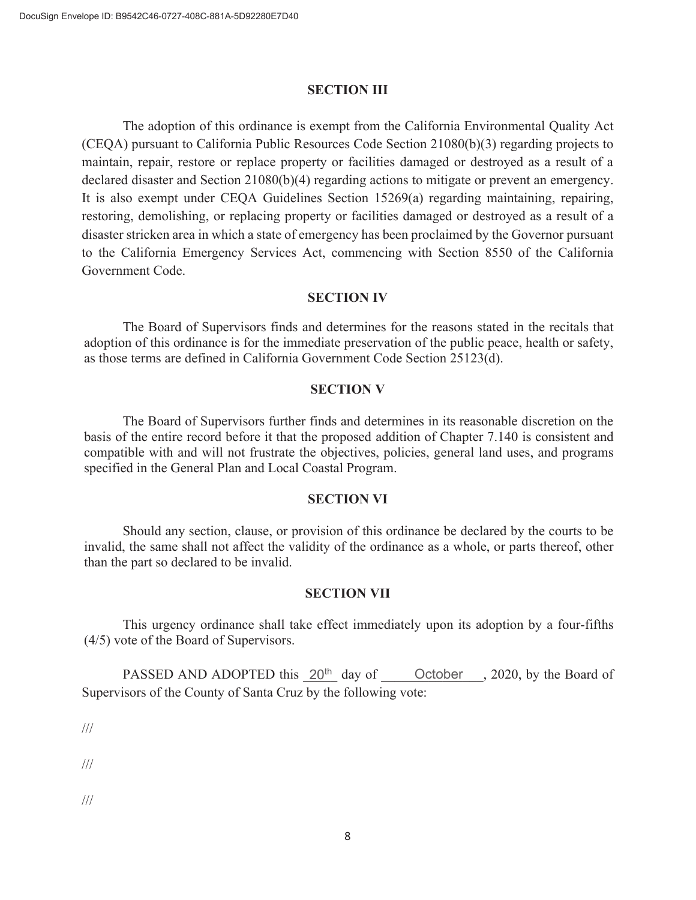## SECTION III

The adoption of this ordinance is exempt from the California Environmental Quality Act (CEQA) pursuant to California Public Resources Code Section 21080(b)(3) regarding projects to maintain, repair, restore or replace property or facilities damaged or destroyed as a result of a declared disaster and Section 21080(b)(4) regarding actions to mitigate or prevent an emergency. It is also exempt under CEQA Guidelines Section 15269(a) regarding maintaining, repairing, restoring, demolishing, or replacing property or facilities damaged or destroyed as a result of a disaster stricken area in which a state of emergency has been proclaimed by the Governor pursuant to the California Emergency Services Act, commencing with Section 8550 of the California Government Code.

## SECTION IV

The Board of Supervisors finds and determines for the reasons stated in the recitals that adoption of this ordinance is for the immediate preservation of the public peace, health or safety, as those terms are defined in California Government Code Section 25123(d).

## SECTION V

The Board of Supervisors further finds and determines in its reasonable discretion on the basis of the entire record before it that the proposed addition of Chapter 7.140 is consistent and compatible with and will not frustrate the objectives, policies, general land uses, and programs specified in the General Plan and Local Coastal Program.

## SECTION VI

Should any section, clause, or provision of this ordinance be declared by the courts to be invalid, the same shall not affect the validity of the ordinance as a whole, or parts thereof, other than the part so declared to be invalid.

## SECTION VII

This urgency ordinance shall take effect immediately upon its adoption by a four-fifths (4/5) vote of the Board of Supervisors.

PASSED AND ADOPTED this 20th day of October, 2020, by the Board of Supervisors of the County of Santa Cruz by the following vote:

///

///

///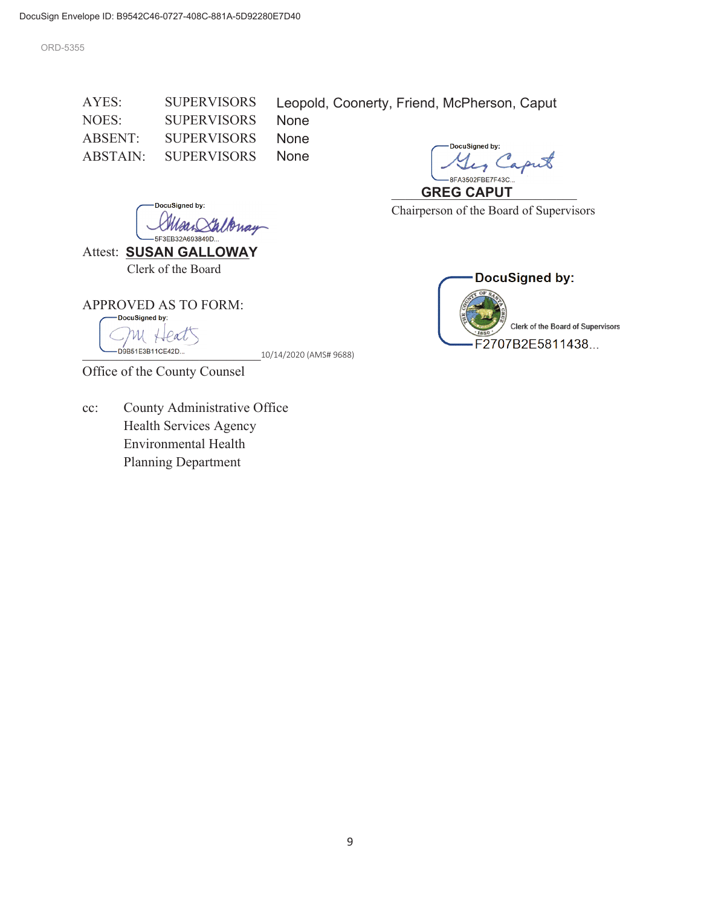DocuSign Envelope ID: B9542C46-0727-408C-881A-5D92280E7D40

ORD-5355

| | | |
|---|---|---|
| AYES: | SUPERVISORS | Leopold, Coonerty, Friend, McPherson, Caput |
| NOES: | SUPERVISORS | None |
| ABSENT: | SUPERVISORS | None |
| ABSTAIN: | SUPERVISORS | None |

DocuSigned by:
Greg Caput
8FA3502FBE7F43C...

**GREG CAPUT**
Chairperson of the Board of Supervisors

DocuSigned by:
Susan Galloway
5F3EB32A693849D...

Attest: **SUSAN GALLOWAY**
Clerk of the Board

DocuSigned by:
Clerk of the Board of Supervisors
F2707B2E5811438...

APPROVED AS TO FORM:

DocuSigned by:
JM Heath
D9B51E3B11CE42D...

10/14/2020 (AMS# 9688)

Office of the County Counsel

cc: County Administrative Office
Health Services Agency
Environmental Health
Planning Department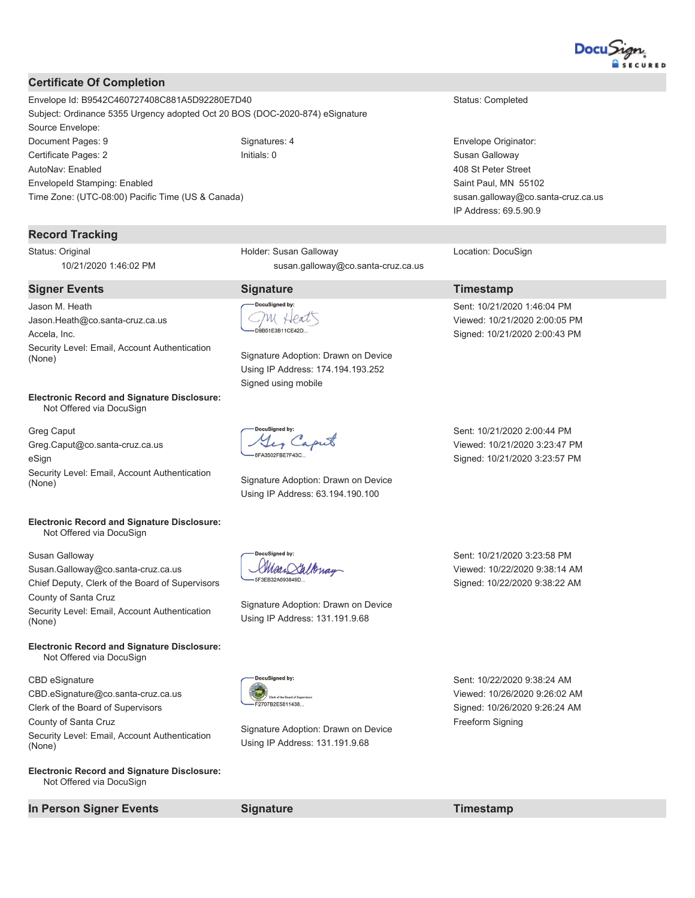# Certificate Of Completion

Envelope Id: B9542C460727408C881A5D92280E7D40 | Status: Completed

Subject: Ordinance 5355 Urgency adopted Oct 20 BOS (DOC-2020-874) eSignature

Source Envelope:

| | | |
|---|---|---|
| Document Pages: 9 | Signatures: 4 | Envelope Originator: |
| Certificate Pages: 2 | Initials: 0 | Susan Galloway |
| AutoNav: Enabled | | 408 St Peter Street |
| EnvelopeId Stamping: Enabled | | Saint Paul, MN 55102 |
| Time Zone: (UTC-08:00) Pacific Time (US & Canada) | | susan.galloway@co.santa-cruz.ca.us |
| | | IP Address: 69.5.90.9 |

## Record Tracking

| | | |
|---|---|---|
| Status: Original<br>10/21/2020 1:46:02 PM | Holder: Susan Galloway<br>susan.galloway@co.santa-cruz.ca.us | Location: DocuSign |

## Signer Events

| Signer Events | Signature | Timestamp |
|---|---|---|
| Jason M. Heath<br>Jason.Heath@co.santa-cruz.ca.us<br>Accela, Inc.<br>Security Level: Email, Account Authentication (None)<br><br>**Electronic Record and Signature Disclosure:**<br>Not Offered via DocuSign | DocuSigned by: JM Heath<br>D9B51E3B11CE42D...<br><br>Signature Adoption: Drawn on Device<br>Using IP Address: 174.194.193.252<br>Signed using mobile | Sent: 10/21/2020 1:46:04 PM<br>Viewed: 10/21/2020 2:00:05 PM<br>Signed: 10/21/2020 2:00:43 PM |
| Greg Caput<br>Greg.Caput@co.santa-cruz.ca.us<br>eSign<br>Security Level: Email, Account Authentication (None)<br><br>**Electronic Record and Signature Disclosure:**<br>Not Offered via DocuSign | DocuSigned by: Greg Caput<br>6FA3502FBE7F43C...<br><br>Signature Adoption: Drawn on Device<br>Using IP Address: 63.194.190.100 | Sent: 10/21/2020 2:00:44 PM<br>Viewed: 10/21/2020 3:23:47 PM<br>Signed: 10/21/2020 3:23:57 PM |
| Susan Galloway<br>Susan.Galloway@co.santa-cruz.ca.us<br>Chief Deputy, Clerk of the Board of Supervisors<br>County of Santa Cruz<br>Security Level: Email, Account Authentication (None)<br><br>**Electronic Record and Signature Disclosure:**<br>Not Offered via DocuSign | DocuSigned by: Susan Galloway<br>5F3EB32A693849D...<br><br>Signature Adoption: Drawn on Device<br>Using IP Address: 131.191.9.68 | Sent: 10/21/2020 3:23:58 PM<br>Viewed: 10/22/2020 9:38:14 AM<br>Signed: 10/22/2020 9:38:22 AM |
| CBD eSignature<br>CBD.eSignature@co.santa-cruz.ca.us<br>Clerk of the Board of Supervisors<br>County of Santa Cruz<br>Security Level: Email, Account Authentication (None)<br><br>**Electronic Record and Signature Disclosure:**<br>Not Offered via DocuSign | DocuSigned by: Clerk of the Board of Supervisors<br>F2707B2E5811438...<br><br>Signature Adoption: Drawn on Device<br>Using IP Address: 131.191.9.68 | Sent: 10/22/2020 9:38:24 AM<br>Viewed: 10/26/2020 9:26:02 AM<br>Signed: 10/26/2020 9:26:24 AM<br>Freeform Signing |

## In Person Signer Events

| In Person Signer Events | Signature | Timestamp |
|---|---|---|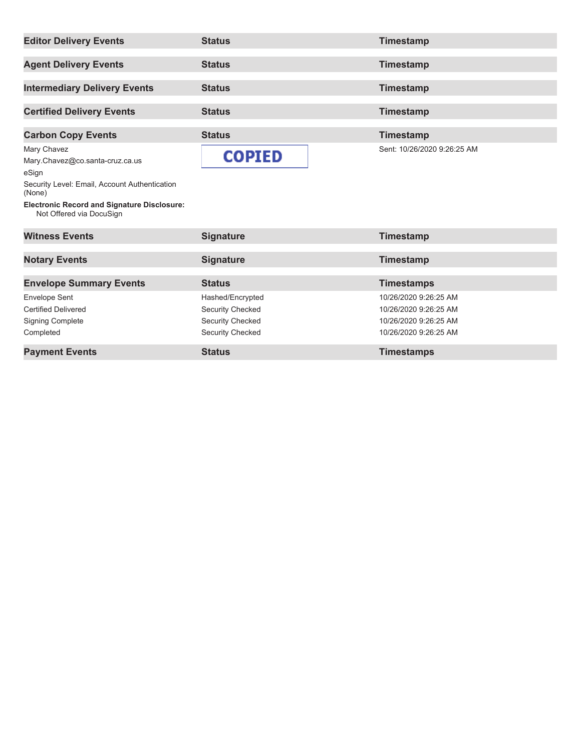| Editor Delivery Events | Status | Timestamp |
| --- | --- | --- |

| Agent Delivery Events | Status | Timestamp |
| --- | --- | --- |

| Intermediary Delivery Events | Status | Timestamp |
| --- | --- | --- |

| Certified Delivery Events | Status | Timestamp |
| --- | --- | --- |

| Carbon Copy Events | Status | Timestamp |
| --- | --- | --- |
| Mary Chavez<br>Mary.Chavez@co.santa-cruz.ca.us<br>eSign<br>Security Level: Email, Account Authentication (None)<br>**Electronic Record and Signature Disclosure:**<br>Not Offered via DocuSign | COPIED | Sent: 10/26/2020 9:26:25 AM |

| Witness Events | Signature | Timestamp |
| --- | --- | --- |

| Notary Events | Signature | Timestamp |
| --- | --- | --- |

| Envelope Summary Events | Status | Timestamps |
| --- | --- | --- |
| Envelope Sent | Hashed/Encrypted | 10/26/2020 9:26:25 AM |
| Certified Delivered | Security Checked | 10/26/2020 9:26:25 AM |
| Signing Complete | Security Checked | 10/26/2020 9:26:25 AM |
| Completed | Security Checked | 10/26/2020 9:26:25 AM |

| Payment Events | Status | Timestamps |
| --- | --- | --- |